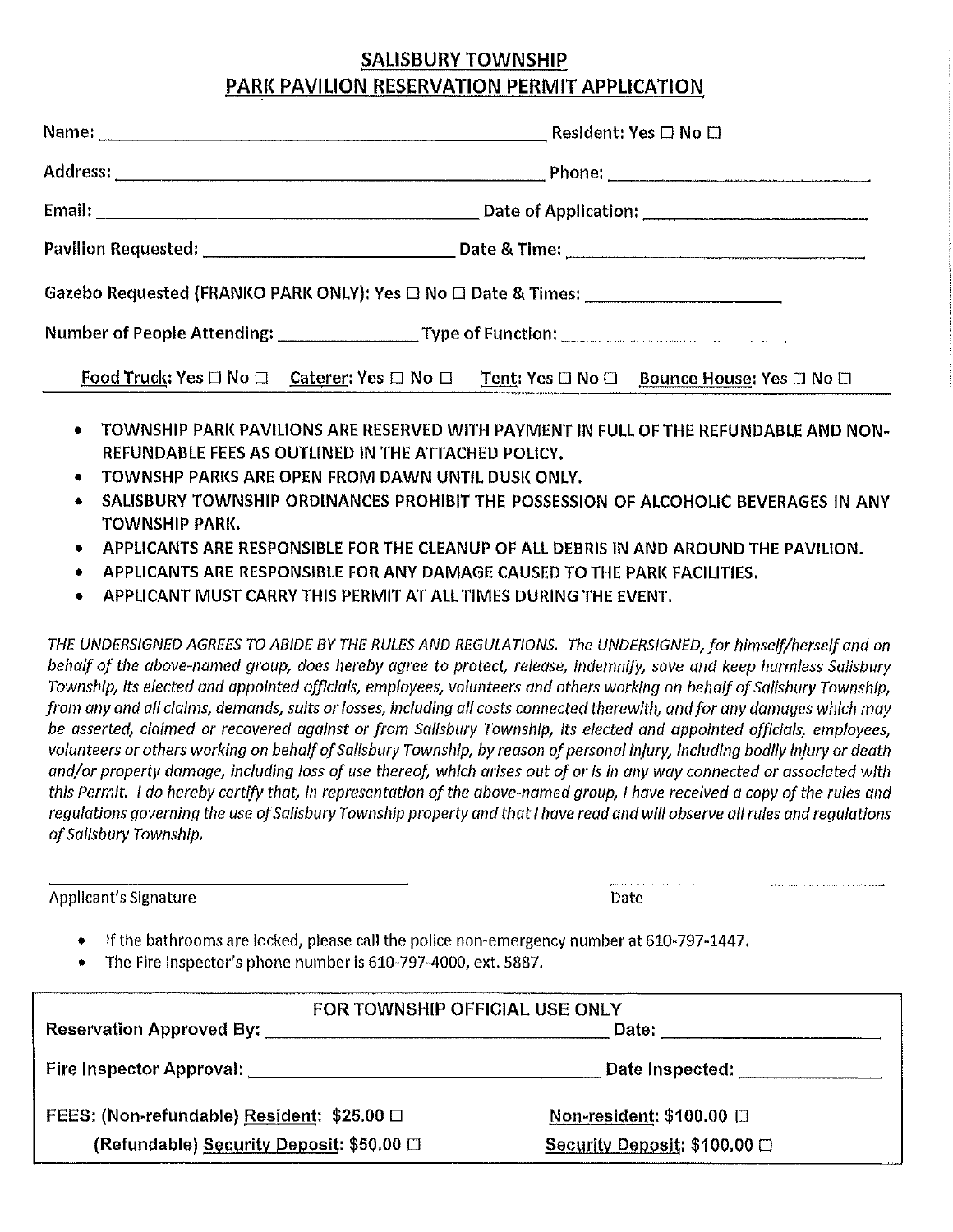## SALISBURY TOWNSHIP
## PARK PAVILION RESERVATION PERMIT APPLICATION

Name: ______________________________ Resident: Yes ☐ No ☐

Address: ______________________________ Phone: ______________________

Email: ______________________________ Date of Application: ______________________

Pavilion Requested: ______________________ Date & Time: ______________________

Gazebo Requested (FRANKO PARK ONLY): Yes ☐ No ☐ Date & Times: ______________________

Number of People Attending: ____________ Type of Function: ______________________

Food Truck: Yes ☐ No ☐ Caterer: Yes ☐ No ☐ Tent: Yes ☐ No ☐ Bounce House: Yes ☐ No ☐

- TOWNSHIP PARK PAVILIONS ARE RESERVED WITH PAYMENT IN FULL OF THE REFUNDABLE AND NON-REFUNDABLE FEES AS OUTLINED IN THE ATTACHED POLICY.
- TOWNSHP PARKS ARE OPEN FROM DAWN UNTIL DUSK ONLY.
- SALISBURY TOWNSHIP ORDINANCES PROHIBIT THE POSSESSION OF ALCOHOLIC BEVERAGES IN ANY TOWNSHIP PARK.
- APPLICANTS ARE RESPONSIBLE FOR THE CLEANUP OF ALL DEBRIS IN AND AROUND THE PAVILION.
- APPLICANTS ARE RESPONSIBLE FOR ANY DAMAGE CAUSED TO THE PARK FACILITIES.
- APPLICANT MUST CARRY THIS PERMIT AT ALL TIMES DURING THE EVENT.

*THE UNDERSIGNED AGREES TO ABIDE BY THE RULES AND REGULATIONS. The UNDERSIGNED, for himself/herself and on behalf of the above-named group, does hereby agree to protect, release, indemnify, save and keep harmless Salisbury Township, its elected and appointed officials, employees, volunteers and others working on behalf of Salisbury Township, from any and all claims, demands, suits or losses, including all costs connected therewith, and for any damages which may be asserted, claimed or recovered against or from Salisbury Township, its elected and appointed officials, employees, volunteers or others working on behalf of Salisbury Township, by reason of personal injury, including bodily injury or death and/or property damage, including loss of use thereof, which arises out of or is in any way connected or associated with this Permit. I do hereby certify that, in representation of the above-named group, I have received a copy of the rules and regulations governing the use of Salisbury Township property and that I have read and will observe all rules and regulations of Salisbury Township.*

______________________________ ______________________
Applicant's Signature Date

- If the bathrooms are locked, please call the police non-emergency number at 610-797-1447.
- The Fire Inspector's phone number is 610-797-4000, ext. 5887.

**FOR TOWNSHIP OFFICIAL USE ONLY**

**Reservation Approved By:** ______________________________ **Date:** ______________________

**Fire Inspector Approval:** ______________________________ **Date Inspected:** ______________

**FEES: (Non-refundable) Resident: $25.00 ☐** **Non-resident: $100.00 ☐**

**(Refundable) Security Deposit: $50.00 ☐** **Security Deposit: $100.00 ☐**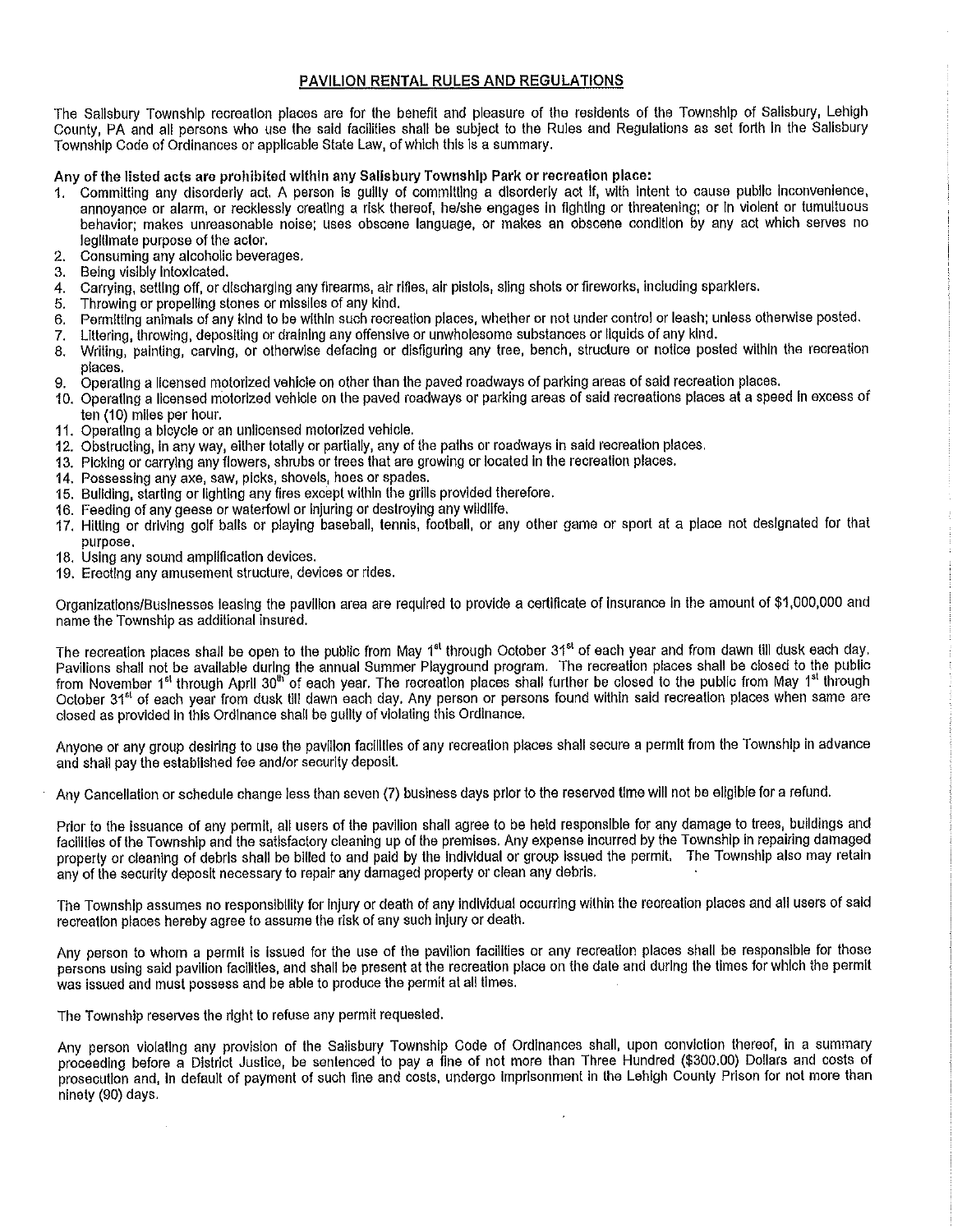## PAVILION RENTAL RULES AND REGULATIONS

The Salisbury Township recreation places are for the benefit and pleasure of the residents of the Township of Salisbury, Lehigh County, PA and all persons who use the said facilities shall be subject to the Rules and Regulations as set forth in the Salisbury Township Code of Ordinances or applicable State Law, of which this is a summary.

**Any of the listed acts are prohibited within any Salisbury Township Park or recreation place:**

1. Committing any disorderly act. A person is guilty of committing a disorderly act if, with intent to cause public inconvenience, annoyance or alarm, or recklessly creating a risk thereof, he/she engages in fighting or threatening; or in violent or tumultuous behavior; makes unreasonable noise; uses obscene language, or makes an obscene condition by any act which serves no legitimate purpose of the actor.
2. Consuming any alcoholic beverages.
3. Being visibly intoxicated.
4. Carrying, setting off, or discharging any firearms, air rifles, air pistols, sling shots or fireworks, including sparklers.
5. Throwing or propelling stones or missiles of any kind.
6. Permitting animals of any kind to be within such recreation places, whether or not under control or leash; unless otherwise posted.
7. Littering, throwing, depositing or draining any offensive or unwholesome substances or liquids of any kind.
8. Writing, painting, carving, or otherwise defacing or disfiguring any tree, bench, structure or notice posted within the recreation places.
9. Operating a licensed motorized vehicle on other than the paved roadways of parking areas of said recreation places.
10. Operating a licensed motorized vehicle on the paved roadways or parking areas of said recreations places at a speed in excess of ten (10) miles per hour.
11. Operating a bicycle or an unlicensed motorized vehicle.
12. Obstructing, in any way, either totally or partially, any of the paths or roadways in said recreation places.
13. Picking or carrying any flowers, shrubs or trees that are growing or located in the recreation places.
14. Possessing any axe, saw, picks, shovels, hoes or spades.
15. Building, starting or lighting any fires except within the grills provided therefore.
16. Feeding of any geese or waterfowl or injuring or destroying any wildlife.
17. Hitting or driving golf balls or playing baseball, tennis, football, or any other game or sport at a place not designated for that purpose.
18. Using any sound amplification devices.
19. Erecting any amusement structure, devices or rides.

Organizations/Businesses leasing the pavilion area are required to provide a certificate of insurance in the amount of $1,000,000 and name the Township as additional insured.

The recreation places shall be open to the public from May 1st through October 31st of each year and from dawn till dusk each day. Pavilions shall not be available during the annual Summer Playground program. The recreation places shall be closed to the public from November 1st through April 30th of each year. The recreation places shall further be closed to the public from May 1st through October 31st of each year from dusk till dawn each day. Any person or persons found within said recreation places when same are closed as provided in this Ordinance shall be guilty of violating this Ordinance.

Anyone or any group desiring to use the pavilion facilities of any recreation places shall secure a permit from the Township in advance and shall pay the established fee and/or security deposit.

Any Cancellation or schedule change less than seven (7) business days prior to the reserved time will not be eligible for a refund.

Prior to the issuance of any permit, all users of the pavilion shall agree to be held responsible for any damage to trees, buildings and facilities of the Township and the satisfactory cleaning up of the premises. Any expense incurred by the Township in repairing damaged property or cleaning of debris shall be billed to and paid by the individual or group issued the permit. The Township also may retain any of the security deposit necessary to repair any damaged property or clean any debris.

The Township assumes no responsibility for injury or death of any individual occurring within the recreation places and all users of said recreation places hereby agree to assume the risk of any such injury or death.

Any person to whom a permit is issued for the use of the pavilion facilities or any recreation places shall be responsible for those persons using said pavilion facilities, and shall be present at the recreation place on the date and during the times for which the permit was issued and must possess and be able to produce the permit at all times.

The Township reserves the right to refuse any permit requested.

Any person violating any provision of the Salisbury Township Code of Ordinances shall, upon conviction thereof, in a summary proceeding before a District Justice, be sentenced to pay a fine of not more than Three Hundred ($300.00) Dollars and costs of prosecution and, in default of payment of such fine and costs, undergo imprisonment in the Lehigh County Prison for not more than ninety (90) days.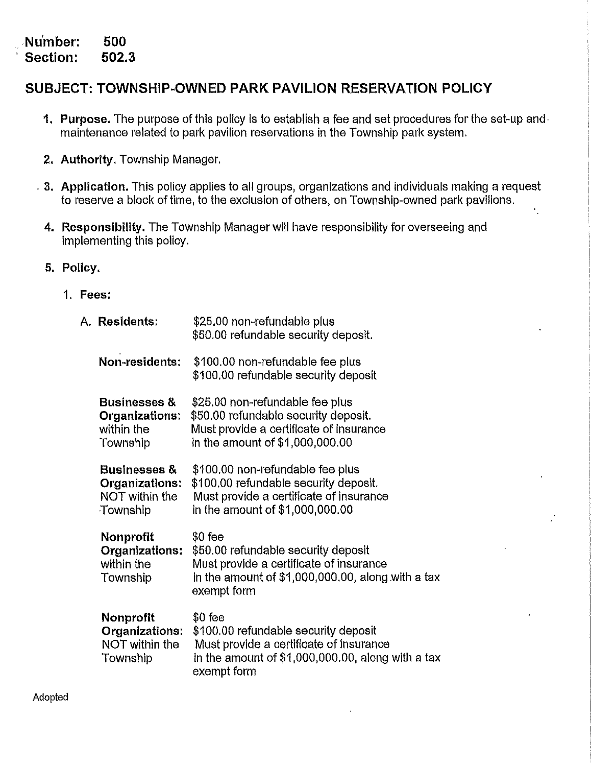**Number: 500**
**Section: 502.3**

## SUBJECT: TOWNSHIP-OWNED PARK PAVILION RESERVATION POLICY

1. **Purpose.** The purpose of this policy is to establish a fee and set procedures for the set-up and maintenance related to park pavilion reservations in the Township park system.

2. **Authority.** Township Manager.

3. **Application.** This policy applies to all groups, organizations and individuals making a request to reserve a block of time, to the exclusion of others, on Township-owned park pavilions.

4. **Responsibility.** The Township Manager will have responsibility for overseeing and implementing this policy.

5. **Policy.**

   1. **Fees:**

      A.

| | |
|---|---|
| **Residents:** | $25.00 non-refundable plus<br>$50.00 refundable security deposit. |
| **Non-residents:** | $100.00 non-refundable fee plus<br>$100.00 refundable security deposit |
| **Businesses & Organizations:** within the Township | $25.00 non-refundable fee plus<br>$50.00 refundable security deposit.<br>Must provide a certificate of insurance in the amount of $1,000,000.00 |
| **Businesses & Organizations:** NOT within the Township | $100.00 non-refundable fee plus<br>$100.00 refundable security deposit.<br>Must provide a certificate of insurance in the amount of $1,000,000.00 |
| **Nonprofit Organizations:** within the Township | $0 fee<br>$50.00 refundable security deposit<br>Must provide a certificate of insurance in the amount of $1,000,000.00, along with a tax exempt form |
| **Nonprofit Organizations:** NOT within the Township | $0 fee<br>$100.00 refundable security deposit<br>Must provide a certificate of insurance in the amount of $1,000,000.00, along with a tax exempt form |

Adopted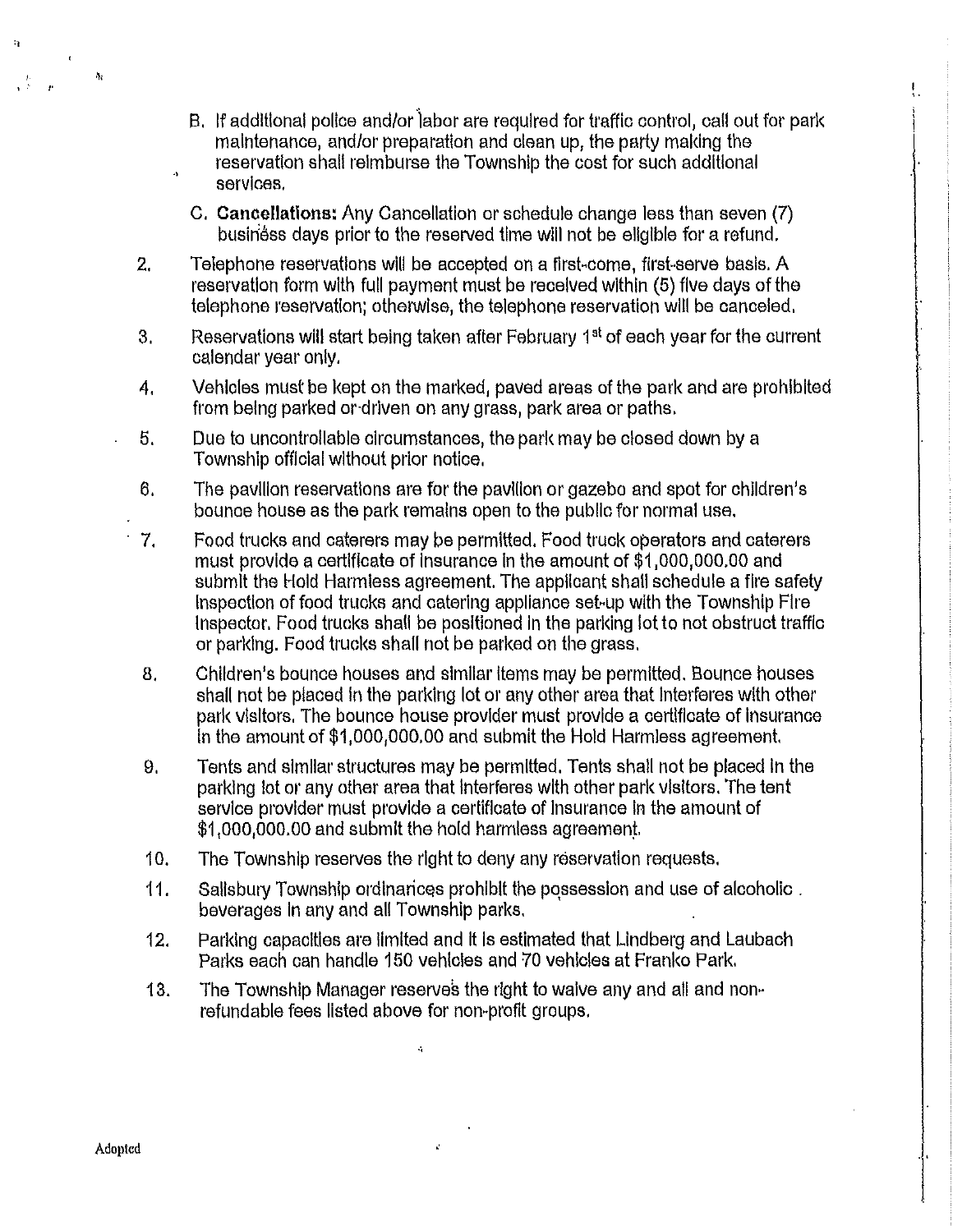B. If additional police and/or labor are required for traffic control, call out for park maintenance, and/or preparation and clean up, the party making the reservation shall reimburse the Township the cost for such additional services.

C. **Cancellations:** Any Cancellation or schedule change less than seven (7) business days prior to the reserved time will not be eligible for a refund.

2. Telephone reservations will be accepted on a first-come, first-serve basis. A reservation form with full payment must be received within (5) five days of the telephone reservation; otherwise, the telephone reservation will be canceled.

3. Reservations will start being taken after February 1st of each year for the current calendar year only.

4. Vehicles must be kept on the marked, paved areas of the park and are prohibited from being parked or driven on any grass, park area or paths.

5. Due to uncontrollable circumstances, the park may be closed down by a Township official without prior notice.

6. The pavilion reservations are for the pavilion or gazebo and spot for children's bounce house as the park remains open to the public for normal use.

7. Food trucks and caterers may be permitted. Food truck operators and caterers must provide a certificate of insurance in the amount of $1,000,000.00 and submit the Hold Harmless agreement. The applicant shall schedule a fire safety inspection of food trucks and catering appliance set-up with the Township Fire Inspector. Food trucks shall be positioned in the parking lot to not obstruct traffic or parking. Food trucks shall not be parked on the grass.

8. Children's bounce houses and similar items may be permitted. Bounce houses shall not be placed in the parking lot or any other area that interferes with other park visitors. The bounce house provider must provide a certificate of insurance in the amount of $1,000,000.00 and submit the Hold Harmless agreement.

9. Tents and similar structures may be permitted. Tents shall not be placed in the parking lot or any other area that interferes with other park visitors. The tent service provider must provide a certificate of insurance in the amount of $1,000,000.00 and submit the hold harmless agreement.

10. The Township reserves the right to deny any reservation requests.

11. Salisbury Township ordinances prohibit the possession and use of alcoholic beverages in any and all Township parks.

12. Parking capacities are limited and it is estimated that Lindberg and Laubach Parks each can handle 150 vehicles and 70 vehicles at Franko Park.

13. The Township Manager reserves the right to waive any and all and non-refundable fees listed above for non-profit groups.

Adopted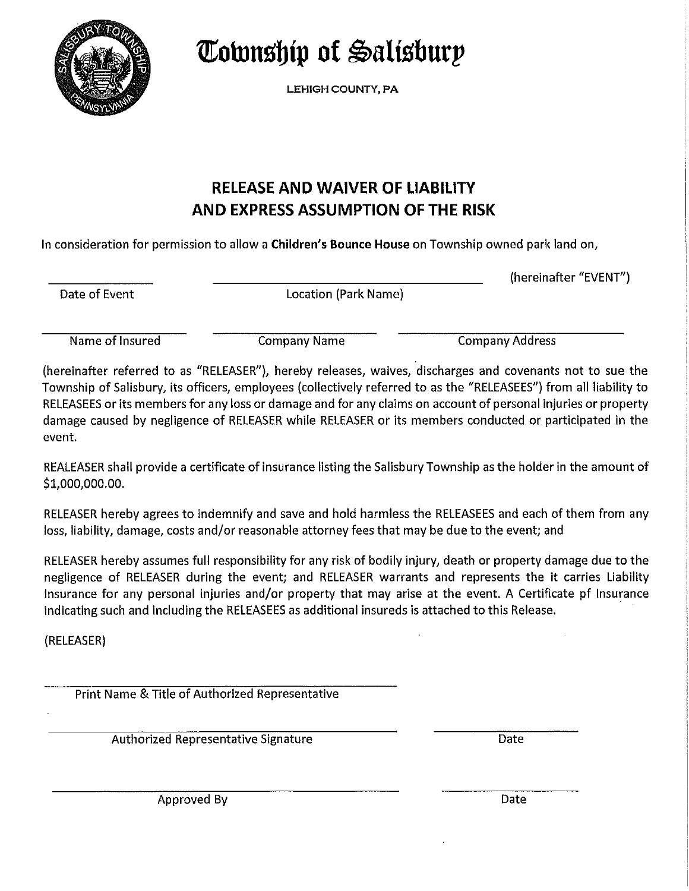# Township of Salisbury

LEHIGH COUNTY, PA

## RELEASE AND WAIVER OF LIABILITY AND EXPRESS ASSUMPTION OF THE RISK

In consideration for permission to allow a **Children's Bounce House** on Township owned park land on,

| ________________ | ____________________________________ | (hereinafter "EVENT") |
|---|---|---|
| Date of Event | Location (Park Name) | |

| ____________________ | ____________________ | ______________________________ |
|---|---|---|
| Name of Insured | Company Name | Company Address |

(hereinafter referred to as "RELEASER"), hereby releases, waives, discharges and covenants not to sue the Township of Salisbury, its officers, employees (collectively referred to as the "RELEASEES") from all liability to RELEASEES or its members for any loss or damage and for any claims on account of personal injuries or property damage caused by negligence of RELEASER while RELEASER or its members conducted or participated in the event.

REALEASER shall provide a certificate of insurance listing the Salisbury Township as the holder in the amount of $1,000,000.00.

RELEASER hereby agrees to indemnify and save and hold harmless the RELEASEES and each of them from any loss, liability, damage, costs and/or reasonable attorney fees that may be due to the event; and

RELEASER hereby assumes full responsibility for any risk of bodily injury, death or property damage due to the negligence of RELEASER during the event; and RELEASER warrants and represents the it carries Liability Insurance for any personal injuries and/or property that may arise at the event. A Certificate pf Insurance indicating such and including the RELEASEES as additional insureds is attached to this Release.

(RELEASER)

______________________________________________
Print Name & Title of Authorized Representative

______________________________________________ ____________________
Authorized Representative Signature Date

______________________________________________ ____________________
Approved By Date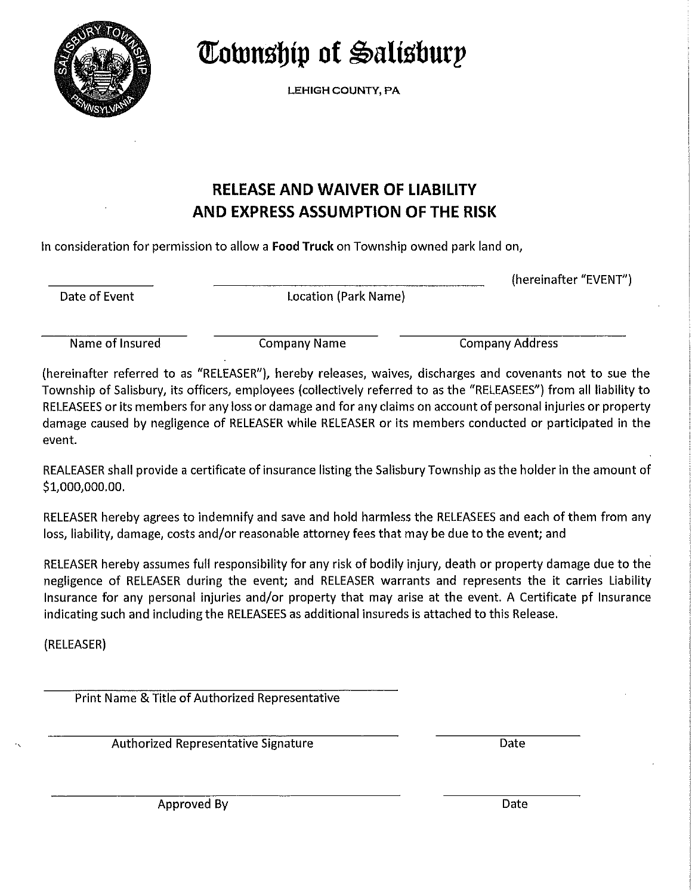# Township of Salisbury

LEHIGH COUNTY, PA

## RELEASE AND WAIVER OF LIABILITY AND EXPRESS ASSUMPTION OF THE RISK

In consideration for permission to allow a **Food Truck** on Township owned park land on,

| \_\_\_\_\_\_\_\_\_\_\_\_\_\_\_\_ | \_\_\_\_\_\_\_\_\_\_\_\_\_\_\_\_\_\_\_\_\_\_\_\_\_\_\_\_\_\_\_\_\_\_\_\_\_\_ | (hereinafter "EVENT") |
|---|---|---|
| Date of Event | Location (Park Name) | |

| \_\_\_\_\_\_\_\_\_\_\_\_\_\_\_\_\_\_\_\_ | \_\_\_\_\_\_\_\_\_\_\_\_\_\_\_\_\_\_\_\_\_\_\_\_ | \_\_\_\_\_\_\_\_\_\_\_\_\_\_\_\_\_\_\_\_\_\_\_\_\_\_\_\_\_\_\_\_ |
|---|---|---|
| Name of Insured | Company Name | Company Address |

(hereinafter referred to as "RELEASER"), hereby releases, waives, discharges and covenants not to sue the Township of Salisbury, its officers, employees (collectively referred to as the "RELEASEES") from all liability to RELEASEES or its members for any loss or damage and for any claims on account of personal injuries or property damage caused by negligence of RELEASER while RELEASER or its members conducted or participated in the event.

REALEASER shall provide a certificate of insurance listing the Salisbury Township as the holder in the amount of $1,000,000.00.

RELEASER hereby agrees to indemnify and save and hold harmless the RELEASEES and each of them from any loss, liability, damage, costs and/or reasonable attorney fees that may be due to the event; and

RELEASER hereby assumes full responsibility for any risk of bodily injury, death or property damage due to the negligence of RELEASER during the event; and RELEASER warrants and represents the it carries Liability Insurance for any personal injuries and/or property that may arise at the event. A Certificate pf Insurance indicating such and including the RELEASEES as additional insureds is attached to this Release.

(RELEASER)

\_\_\_\_\_\_\_\_\_\_\_\_\_\_\_\_\_\_\_\_\_\_\_\_\_\_\_\_\_\_\_\_\_\_\_\_\_\_\_\_\_\_\_\_
Print Name & Title of Authorized Representative

\_\_\_\_\_\_\_\_\_\_\_\_\_\_\_\_\_\_\_\_\_\_\_\_\_\_\_\_\_\_\_\_\_\_\_\_\_\_\_\_\_\_\_\_ \_\_\_\_\_\_\_\_\_\_\_\_\_\_\_\_
Authorized Representative Signature Date

\_\_\_\_\_\_\_\_\_\_\_\_\_\_\_\_\_\_\_\_\_\_\_\_\_\_\_\_\_\_\_\_\_\_\_\_\_\_\_\_\_\_\_\_ \_\_\_\_\_\_\_\_\_\_\_\_\_\_\_\_
Approved By Date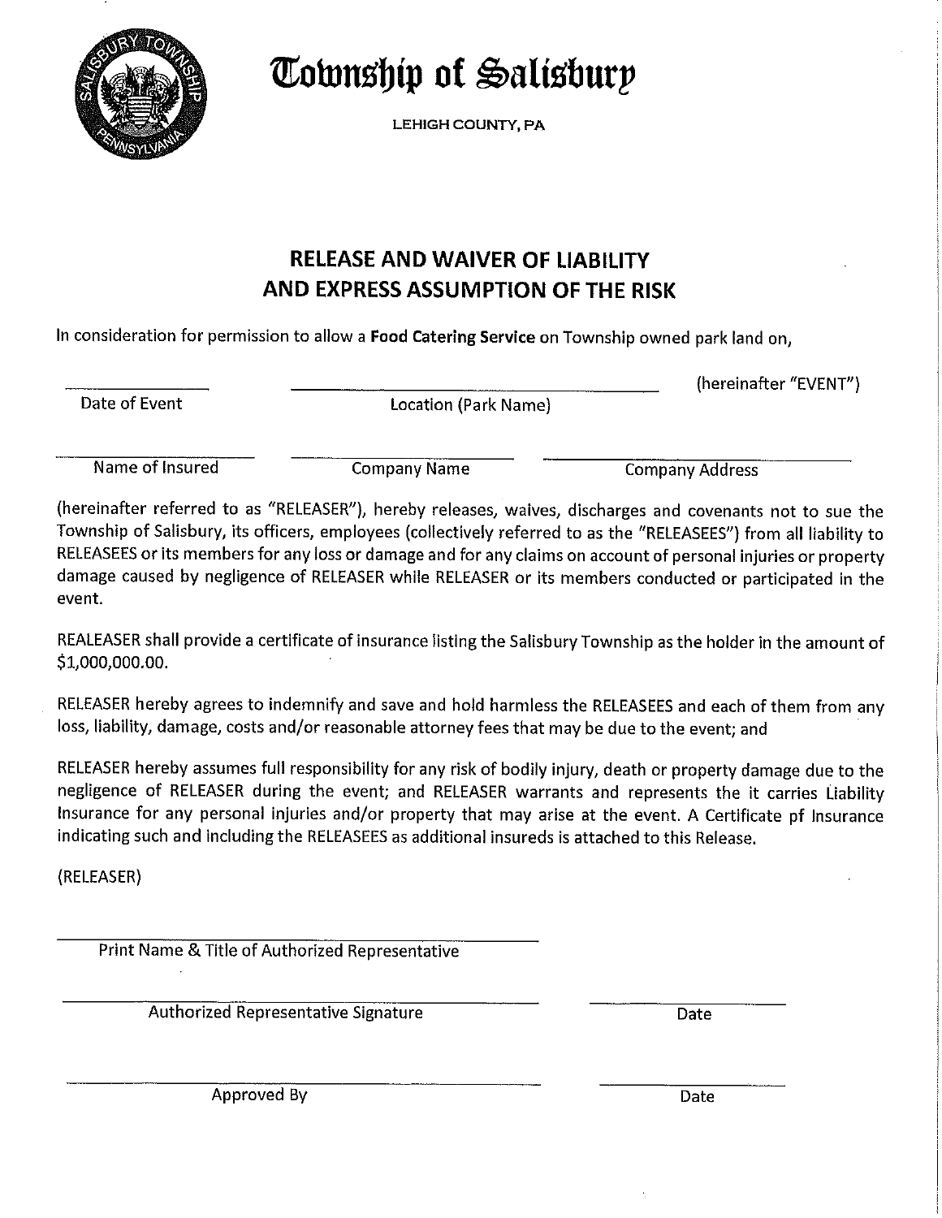# Township of Salisbury

LEHIGH COUNTY, PA

## RELEASE AND WAIVER OF LIABILITY AND EXPRESS ASSUMPTION OF THE RISK

In consideration for permission to allow a **Food Catering Service** on Township owned park land on,

_______________ _______________________________________ (hereinafter "EVENT")

Date of Event    Location (Park Name)

_______________ _______________ _______________

Name of Insured    Company Name    Company Address

(hereinafter referred to as "RELEASER"), hereby releases, waives, discharges and covenants not to sue the Township of Salisbury, its officers, employees (collectively referred to as the "RELEASEES") from all liability to RELEASEES or its members for any loss or damage and for any claims on account of personal injuries or property damage caused by negligence of RELEASER while RELEASER or its members conducted or participated in the event.

REALEASER shall provide a certificate of insurance listing the Salisbury Township as the holder in the amount of $1,000,000.00.

RELEASER hereby agrees to indemnify and save and hold harmless the RELEASEES and each of them from any loss, liability, damage, costs and/or reasonable attorney fees that may be due to the event; and

RELEASER hereby assumes full responsibility for any risk of bodily injury, death or property damage due to the negligence of RELEASER during the event; and RELEASER warrants and represents the it carries Liability Insurance for any personal injuries and/or property that may arise at the event. A Certificate pf Insurance indicating such and including the RELEASEES as additional insureds is attached to this Release.

(RELEASER)

_______________________________________

Print Name & Title of Authorized Representative

_______________________________________ _______________

Authorized Representative Signature    Date

_______________________________________ _______________

Approved By    Date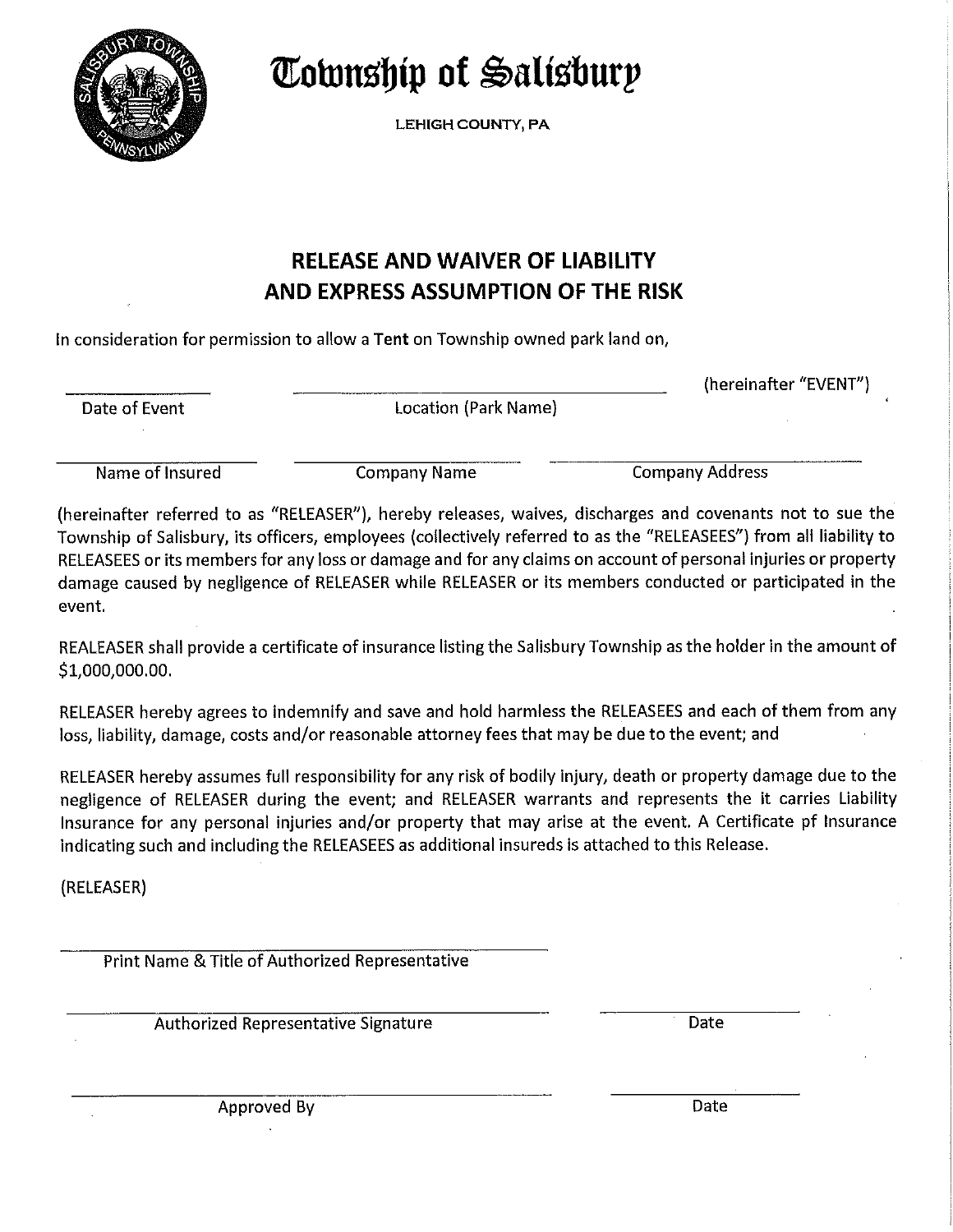# Township of Salisbury

LEHIGH COUNTY, PA

## RELEASE AND WAIVER OF LIABILITY AND EXPRESS ASSUMPTION OF THE RISK

In consideration for permission to allow a **Tent** on Township owned park land on,

_______________ _______________________________________ (hereinafter "EVENT")

Date of Event Location (Park Name)

______________________ ______________________ ______________________

Name of Insured Company Name Company Address

(hereinafter referred to as "RELEASER"), hereby releases, waives, discharges and covenants not to sue the Township of Salisbury, its officers, employees (collectively referred to as the "RELEASEES") from all liability to RELEASEES or its members for any loss or damage and for any claims on account of personal injuries or property damage caused by negligence of RELEASER while RELEASER or its members conducted or participated in the event.

REALEASER shall provide a certificate of insurance listing the Salisbury Township as the holder in the amount of $1,000,000.00.

RELEASER hereby agrees to indemnify and save and hold harmless the RELEASEES and each of them from any loss, liability, damage, costs and/or reasonable attorney fees that may be due to the event; and

RELEASER hereby assumes full responsibility for any risk of bodily injury, death or property damage due to the negligence of RELEASER during the event; and RELEASER warrants and represents the it carries Liability Insurance for any personal injuries and/or property that may arise at the event. A Certificate pf Insurance indicating such and including the RELEASEES as additional insureds is attached to this Release.

(RELEASER)

_______________________________________

Print Name & Title of Authorized Representative

_______________________________________ _______________

Authorized Representative Signature Date

_______________________________________ _______________

Approved By Date